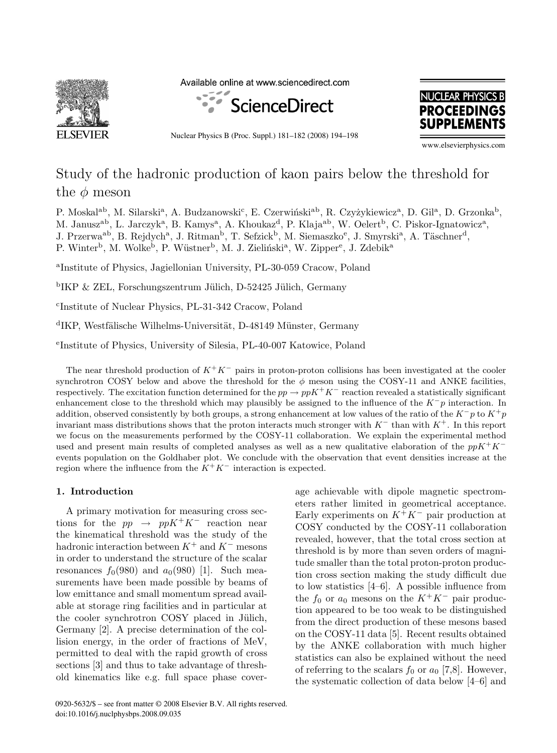# Study of the hadronic production of kaon pairs below the threshold for the $\phi$ meson

P. Moskal[ab], M. Silarski[a], A. Budzanowski[c], E. Czerwiński[ab], R. Czyżykiewicz[a], D. Gil[a], D. Grzonka[b], M. Janusz[ab], L. Jarczyk[a], B. Kamys[a], A. Khoukaz[d], P. Klaja[ab], W. Oelert[b], C. Piskor-Ignatowicz[a], J. Przerwa[ab], B. Rejdych[a], J. Ritman[b], T. Sefzick[b], M. Siemaszko[e], J. Smyrski[a], A. Täschner[d], P. Winter[b], M. Wolke[b], P. Wüstner[b], M. J. Zieliński[a], W. Zipper[e], J. Zdebik[a]

[a]Institute of Physics, Jagiellonian University, PL-30-059 Cracow, Poland

[b]IKP & ZEL, Forschungszentrum Jülich, D-52425 Jülich, Germany

[c]Institute of Nuclear Physics, PL-31-342 Cracow, Poland

[d]IKP, Westfälische Wilhelms-Universität, D-48149 Münster, Germany

[e]Institute of Physics, University of Silesia, PL-40-007 Katowice, Poland

The near threshold production of $K^+K^-$ pairs in proton-proton collisions has been investigated at the cooler synchrotron COSY below and above the threshold for the $\phi$ meson using the COSY-11 and ANKE facilities, respectively. The excitation function determined for the $pp \to ppK^+K^-$ reaction revealed a statistically significant enhancement close to the threshold which may plausibly be assigned to the influence of the $K^-p$ interaction. In addition, observed consistently by both groups, a strong enhancement at low values of the ratio of the $K^-p$ to $K^+p$ invariant mass distributions shows that the proton interacts much stronger with $K^-$ than with $K^+$. In this report we focus on the measurements performed by the COSY-11 collaboration. We explain the experimental method used and present main results of completed analyses as well as a new qualitative elaboration of the $ppK^+K^-$ events population on the Goldhaber plot. We conclude with the observation that event densities increase at the region where the influence from the $K^+K^-$ interaction is expected.

## 1. Introduction

A primary motivation for measuring cross sections for the $pp \to ppK^+K^-$ reaction near the kinematical threshold was the study of the hadronic interaction between $K^+$ and $K^-$ mesons in order to understand the structure of the scalar resonances $f_0(980)$ and $a_0(980)$ [1]. Such measurements have been made possible by beams of low emittance and small momentum spread available at storage ring facilities and in particular at the cooler synchrotron COSY placed in Jülich, Germany [2]. A precise determination of the collision energy, in the order of fractions of MeV, permitted to deal with the rapid growth of cross sections [3] and thus to take advantage of threshold kinematics like e.g. full space phase coverage achievable with dipole magnetic spectrometers rather limited in geometrical acceptance. Early experiments on $K^+K^-$ pair production at COSY conducted by the COSY-11 collaboration revealed, however, that the total cross section at threshold is by more than seven orders of magnitude smaller than the total proton-proton production cross section making the study difficult due to low statistics [4–6]. A possible influence from the $f_0$ or $a_0$ mesons on the $K^+K^-$ pair production appeared to be too weak to be distinguished from the direct production of these mesons based on the COSY-11 data [5]. Recent results obtained by the ANKE collaboration with much higher statistics can also be explained without the need of referring to the scalars $f_0$ or $a_0$ [7,8]. However, the systematic collection of data below [4–6] and

0920-5632/$ – see front matter © 2008 Elsevier B.V. All rights reserved.
doi:10.1016/j.nuclphysbps.2008.09.035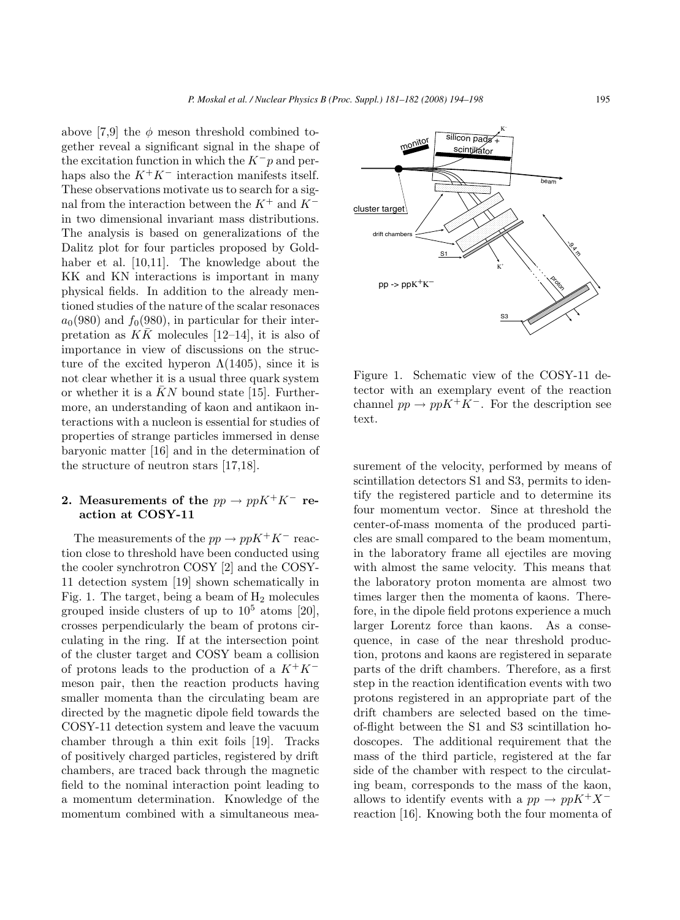above [7,9] the $\phi$ meson threshold combined together reveal a significant signal in the shape of the excitation function in which the $K^-p$ and perhaps also the $K^+K^-$ interaction manifests itself. These observations motivate us to search for a signal from the interaction between the $K^+$ and $K^-$ in two dimensional invariant mass distributions. The analysis is based on generalizations of the Dalitz plot for four particles proposed by Goldhaber et al. [10,11]. The knowledge about the KK and KN interactions is important in many physical fields. In addition to the already mentioned studies of the nature of the scalar resonaces $a_0(980)$ and $f_0(980)$, in particular for their interpretation as $K\bar{K}$ molecules [12–14], it is also of importance in view of discussions on the structure of the excited hyperon $\Lambda(1405)$, since it is not clear whether it is a usual three quark system or whether it is a $\bar{K}N$ bound state [15]. Furthermore, an understanding of kaon and antikaon interactions with a nucleon is essential for studies of properties of strange particles immersed in dense baryonic matter [16] and in the determination of the structure of neutron stars [17,18].

## 2. Measurements of the $pp \to ppK^+K^-$ reaction at COSY-11

The measurements of the $pp \to ppK^+K^-$ reaction close to threshold have been conducted using the cooler synchrotron COSY [2] and the COSY-11 detection system [19] shown schematically in Fig. 1. The target, being a beam of $H_2$ molecules grouped inside clusters of up to $10^5$ atoms [20], crosses perpendicularly the beam of protons circulating in the ring. If at the intersection point of the cluster target and COSY beam a collision of protons leads to the production of a $K^+K^-$ meson pair, then the reaction products having smaller momenta than the circulating beam are directed by the magnetic dipole field towards the COSY-11 detection system and leave the vacuum chamber through a thin exit foils [19]. Tracks of positively charged particles, registered by drift chambers, are traced back through the magnetic field to the nominal interaction point leading to a momentum determination. Knowledge of the momentum combined with a simultaneous measurement of the velocity, performed by means of scintillation detectors S1 and S3, permits to identify the registered particle and to determine its four momentum vector. Since at threshold the center-of-mass momenta of the produced particles are small compared to the beam momentum, in the laboratory frame all ejectiles are moving with almost the same velocity. This means that the laboratory proton momenta are almost two times larger then the momenta of kaons. Therefore, in the dipole field protons experience a much larger Lorentz force than kaons. As a consequence, in case of the near threshold production, protons and kaons are registered in separate parts of the drift chambers. Therefore, as a first step in the reaction identification events with two protons registered in an appropriate part of the drift chambers are selected based on the time-of-flight between the S1 and S3 scintillation hodoscopes. The additional requirement that the mass of the third particle, registered at the far side of the chamber with respect to the circulating beam, corresponds to the mass of the kaon, allows to identify events with a $pp \to ppK^+X^-$ reaction [16]. Knowing both the four momenta of

Figure 1. Schematic view of the COSY-11 detector with an exemplary event of the reaction channel $pp \to ppK^+K^-$. For the description see text.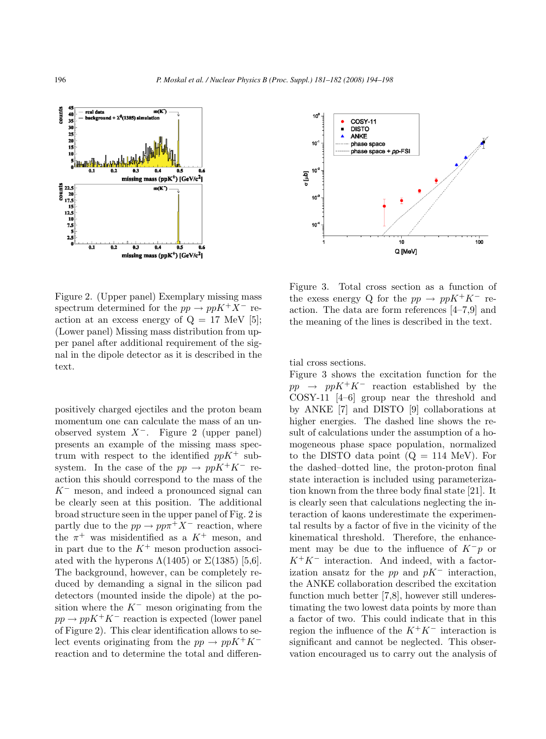Figure 2. (Upper panel) Exemplary missing mass spectrum determined for the $pp \to ppK^+X^-$ reaction at an excess energy of Q = 17 MeV [5]; (Lower panel) Missing mass distribution from upper panel after additional requirement of the signal in the dipole detector as it is described in the text.

positively charged ejectiles and the proton beam momentum one can calculate the mass of an unobserved system $X^-$. Figure 2 (upper panel) presents an example of the missing mass spectrum with respect to the identified $ppK^+$ subsystem. In the case of the $pp \to ppK^+K^-$ reaction this should correspond to the mass of the $K^-$ meson, and indeed a pronounced signal can be clearly seen at this position. The additional broad structure seen in the upper panel of Fig. 2 is partly due to the $pp \to pp\pi^+X^-$ reaction, where the $\pi^+$ was misidentified as a $K^+$ meson, and in part due to the $K^+$ meson production associated with the hyperons $\Lambda(1405)$ or $\Sigma(1385)$ [5,6]. The background, however, can be completely reduced by demanding a signal in the silicon pad detectors (mounted inside the dipole) at the position where the $K^-$ meson originating from the $pp \to ppK^+K^-$ reaction is expected (lower panel of Figure 2). This clear identification allows to select events originating from the $pp \to ppK^+K^-$ reaction and to determine the total and differential cross sections.

Figure 3. Total cross section as a function of the exess energy Q for the $pp \to ppK^+K^-$ reaction. The data are form references [4–7,9] and the meaning of the lines is described in the text.

Figure 3 shows the excitation function for the $pp \to ppK^+K^-$ reaction established by the COSY-11 [4–6] group near the threshold and by ANKE [7] and DISTO [9] collaborations at higher energies. The dashed line shows the result of calculations under the assumption of a homogeneous phase space population, normalized to the DISTO data point (Q = 114 MeV). For the dashed–dotted line, the proton-proton final state interaction is included using parameterization known from the three body final state [21]. It is clearly seen that calculations neglecting the interaction of kaons underestimate the experimental results by a factor of five in the vicinity of the kinematical threshold. Therefore, the enhancement may be due to the influence of $K^-p$ or $K^+K^-$ interaction. And indeed, with a factorization ansatz for the $pp$ and $pK^-$ interaction, the ANKE collaboration described the excitation function much better [7,8], however still underestimating the two lowest data points by more than a factor of two. This could indicate that in this region the influence of the $K^+K^-$ interaction is significant and cannot be neglected. This observation encouraged us to carry out the analysis of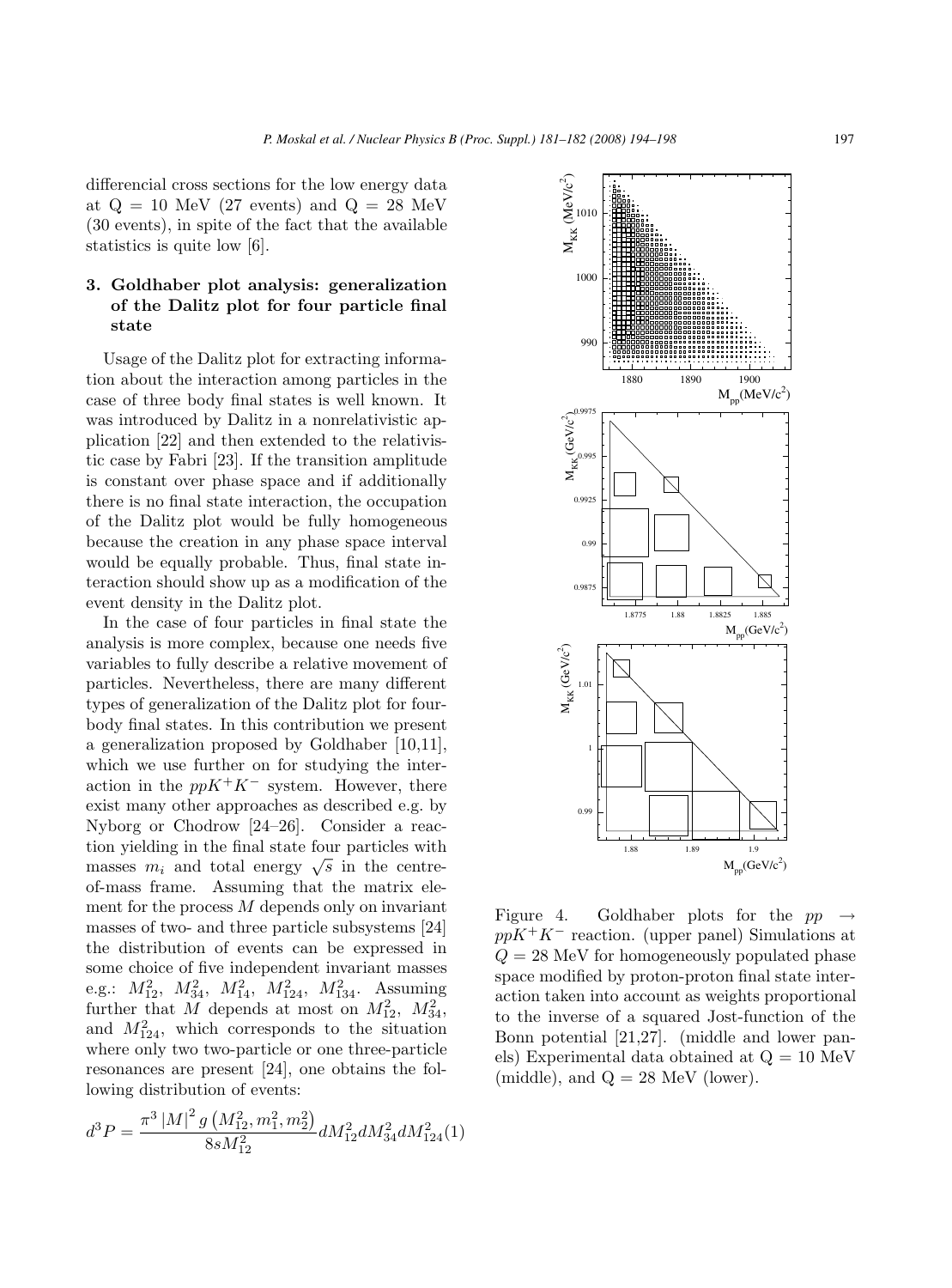differencial cross sections for the low energy data at Q = 10 MeV (27 events) and Q = 28 MeV (30 events), in spite of the fact that the available statistics is quite low [6].

## 3. Goldhaber plot analysis: generalization of the Dalitz plot for four particle final state

Usage of the Dalitz plot for extracting information about the interaction among particles in the case of three body final states is well known. It was introduced by Dalitz in a nonrelativistic application [22] and then extended to the relativistic case by Fabri [23]. If the transition amplitude is constant over phase space and if additionally there is no final state interaction, the occupation of the Dalitz plot would be fully homogeneous because the creation in any phase space interval would be equally probable. Thus, final state interaction should show up as a modification of the event density in the Dalitz plot.

In the case of four particles in final state the analysis is more complex, because one needs five variables to fully describe a relative movement of particles. Nevertheless, there are many different types of generalization of the Dalitz plot for four-body final states. In this contribution we present a generalization proposed by Goldhaber [10,11], which we use further on for studying the interaction in the $ppK^+K^-$ system. However, there exist many other approaches as described e.g. by Nyborg or Chodrow [24–26]. Consider a reaction yielding in the final state four particles with masses $m_i$ and total energy $\sqrt{s}$ in the centre-of-mass frame. Assuming that the matrix element for the process $M$ depends only on invariant masses of two- and three particle subsystems [24] the distribution of events can be expressed in some choice of five independent invariant masses e.g.: $M_{12}^2$, $M_{34}^2$, $M_{14}^2$, $M_{124}^2$, $M_{134}^2$. Assuming further that $M$ depends at most on $M_{12}^2$, $M_{34}^2$, and $M_{124}^2$, which corresponds to the situation where only two two-particle or one three-particle resonances are present [24], one obtains the following distribution of events:

$$d^3P = \frac{\pi^3 \left|M\right|^2 g\left(M_{12}^2, m_1^2, m_2^2\right)}{8sM_{12}^2} dM_{12}^2 dM_{34}^2 dM_{124}^2 \quad (1)$$

Figure 4. Goldhaber plots for the $pp \rightarrow ppK^+K^-$ reaction. (upper panel) Simulations at $Q = 28$ MeV for homogeneously populated phase space modified by proton-proton final state interaction taken into account as weights proportional to the inverse of a squared Jost-function of the Bonn potential [21,27]. (middle and lower panels) Experimental data obtained at Q = 10 MeV (middle), and Q = 28 MeV (lower).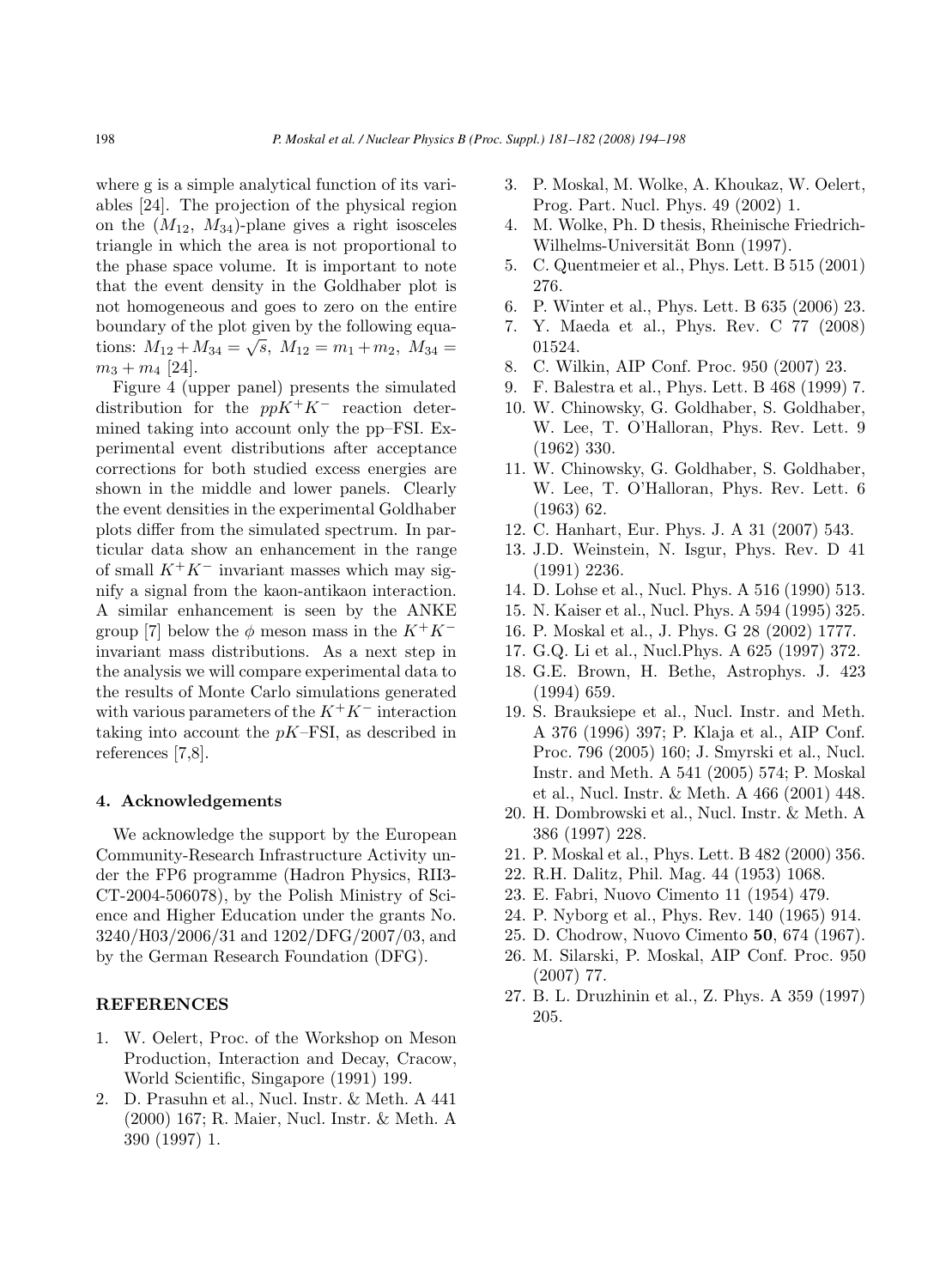where g is a simple analytical function of its variables [24]. The projection of the physical region on the ($M_{12}$, $M_{34}$)-plane gives a right isosceles triangle in which the area is not proportional to the phase space volume. It is important to note that the event density in the Goldhaber plot is not homogeneous and goes to zero on the entire boundary of the plot given by the following equations: $M_{12}+M_{34}=\sqrt{s}$, $M_{12}=m_1+m_2$, $M_{34}=m_3+m_4$ [24].

Figure 4 (upper panel) presents the simulated distribution for the $ppK^+K^-$ reaction determined taking into account only the pp–FSI. Experimental event distributions after acceptance corrections for both studied excess energies are shown in the middle and lower panels. Clearly the event densities in the experimental Goldhaber plots differ from the simulated spectrum. In particular data show an enhancement in the range of small $K^+K^-$ invariant masses which may signify a signal from the kaon-antikaon interaction. A similar enhancement is seen by the ANKE group [7] below the $\phi$ meson mass in the $K^+K^-$ invariant mass distributions. As a next step in the analysis we will compare experimental data to the results of Monte Carlo simulations generated with various parameters of the $K^+K^-$ interaction taking into account the $pK$–FSI, as described in references [7,8].

## 4. Acknowledgements

We acknowledge the support by the European Community-Research Infrastructure Activity under the FP6 programme (Hadron Physics, RII3-CT-2004-506078), by the Polish Ministry of Science and Higher Education under the grants No. 3240/H03/2006/31 and 1202/DFG/2007/03, and by the German Research Foundation (DFG).

## REFERENCES

1. W. Oelert, Proc. of the Workshop on Meson Production, Interaction and Decay, Cracow, World Scientific, Singapore (1991) 199.
2. D. Prasuhn et al., Nucl. Instr. & Meth. A 441 (2000) 167; R. Maier, Nucl. Instr. & Meth. A 390 (1997) 1.
3. P. Moskal, M. Wolke, A. Khoukaz, W. Oelert, Prog. Part. Nucl. Phys. 49 (2002) 1.
4. M. Wolke, Ph. D thesis, Rheinische Friedrich-Wilhelms-Universität Bonn (1997).
5. C. Quentmeier et al., Phys. Lett. B 515 (2001) 276.
6. P. Winter et al., Phys. Lett. B 635 (2006) 23.
7. Y. Maeda et al., Phys. Rev. C 77 (2008) 01524.
8. C. Wilkin, AIP Conf. Proc. 950 (2007) 23.
9. F. Balestra et al., Phys. Lett. B 468 (1999) 7.
10. W. Chinowsky, G. Goldhaber, S. Goldhaber, W. Lee, T. O'Halloran, Phys. Rev. Lett. 9 (1962) 330.
11. W. Chinowsky, G. Goldhaber, S. Goldhaber, W. Lee, T. O'Halloran, Phys. Rev. Lett. 6 (1963) 62.
12. C. Hanhart, Eur. Phys. J. A 31 (2007) 543.
13. J.D. Weinstein, N. Isgur, Phys. Rev. D 41 (1991) 2236.
14. D. Lohse et al., Nucl. Phys. A 516 (1990) 513.
15. N. Kaiser et al., Nucl. Phys. A 594 (1995) 325.
16. P. Moskal et al., J. Phys. G 28 (2002) 1777.
17. G.Q. Li et al., Nucl.Phys. A 625 (1997) 372.
18. G.E. Brown, H. Bethe, Astrophys. J. 423 (1994) 659.
19. S. Brauksiepe et al., Nucl. Instr. and Meth. A 376 (1996) 397; P. Klaja et al., AIP Conf. Proc. 796 (2005) 160; J. Smyrski et al., Nucl. Instr. and Meth. A 541 (2005) 574; P. Moskal et al., Nucl. Instr. & Meth. A 466 (2001) 448.
20. H. Dombrowski et al., Nucl. Instr. & Meth. A 386 (1997) 228.
21. P. Moskal et al., Phys. Lett. B 482 (2000) 356.
22. R.H. Dalitz, Phil. Mag. 44 (1953) 1068.
23. E. Fabri, Nuovo Cimento 11 (1954) 479.
24. P. Nyborg et al., Phys. Rev. 140 (1965) 914.
25. D. Chodrow, Nuovo Cimento **50**, 674 (1967).
26. M. Silarski, P. Moskal, AIP Conf. Proc. 950 (2007) 77.
27. B. L. Druzhinin et al., Z. Phys. A 359 (1997) 205.